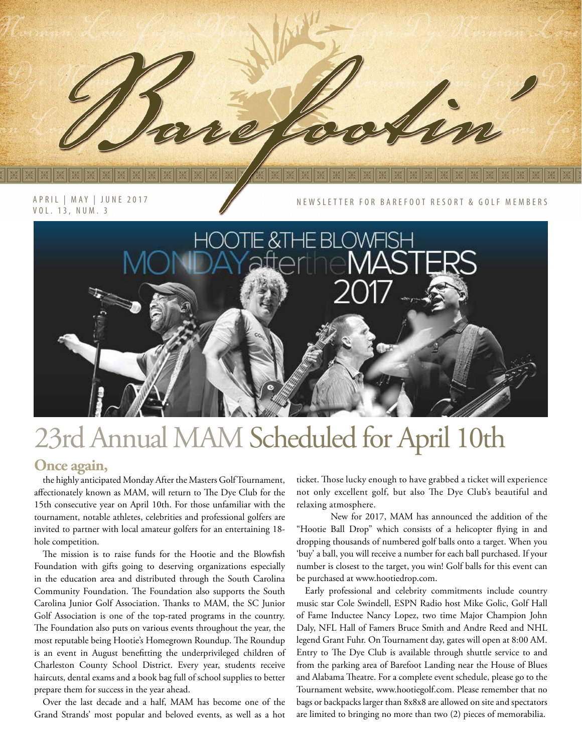# Barefootin'

APRIL | MAY | JUNE 2017
VOL. 13, NUM. 3

NEWSLETTER FOR BAREFOOT RESORT & GOLF MEMBERS

HOOTIE & THE BLOWFISH MONDAY after the MASTERS 2017

# 23rd Annual MAM Scheduled for April 10th

**Once again,** the highly anticipated Monday After the Masters Golf Tournament, affectionately known as MAM, will return to The Dye Club for the 15th consecutive year on April 10th. For those unfamiliar with the tournament, notable athletes, celebrities and professional golfers are invited to partner with local amateur golfers for an entertaining 18-hole competition.

The mission is to raise funds for the Hootie and the Blowfish Foundation with gifts going to deserving organizations especially in the education area and distributed through the South Carolina Community Foundation. The Foundation also supports the South Carolina Junior Golf Association. Thanks to MAM, the SC Junior Golf Association is one of the top-rated programs in the country. The Foundation also puts on various events throughout the year, the most reputable being Hootie's Homegrown Roundup. The Roundup is an event in August benefitting the underprivileged children of Charleston County School District. Every year, students receive haircuts, dental exams and a book bag full of school supplies to better prepare them for success in the year ahead.

Over the last decade and a half, MAM has become one of the Grand Strands' most popular and beloved events, as well as a hot ticket. Those lucky enough to have grabbed a ticket will experience not only excellent golf, but also The Dye Club's beautiful and relaxing atmosphere.

New for 2017, MAM has announced the addition of the "Hootie Ball Drop" which consists of a helicopter flying in and dropping thousands of numbered golf balls onto a target. When you 'buy' a ball, you will receive a number for each ball purchased. If your number is closest to the target, you win! Golf balls for this event can be purchased at www.hootiedrop.com.

Early professional and celebrity commitments include country music star Cole Swindell, ESPN Radio host Mike Golic, Golf Hall of Fame Inductee Nancy Lopez, two time Major Champion John Daly, NFL Hall of Famers Bruce Smith and Andre Reed and NHL legend Grant Fuhr. On Tournament day, gates will open at 8:00 AM. Entry to The Dye Club is available through shuttle service to and from the parking area of Barefoot Landing near the House of Blues and Alabama Theatre. For a complete event schedule, please go to the Tournament website, www.hootiegolf.com. Please remember that no bags or backpacks larger than 8x8x8 are allowed on site and spectators are limited to bringing no more than two (2) pieces of memorabilia.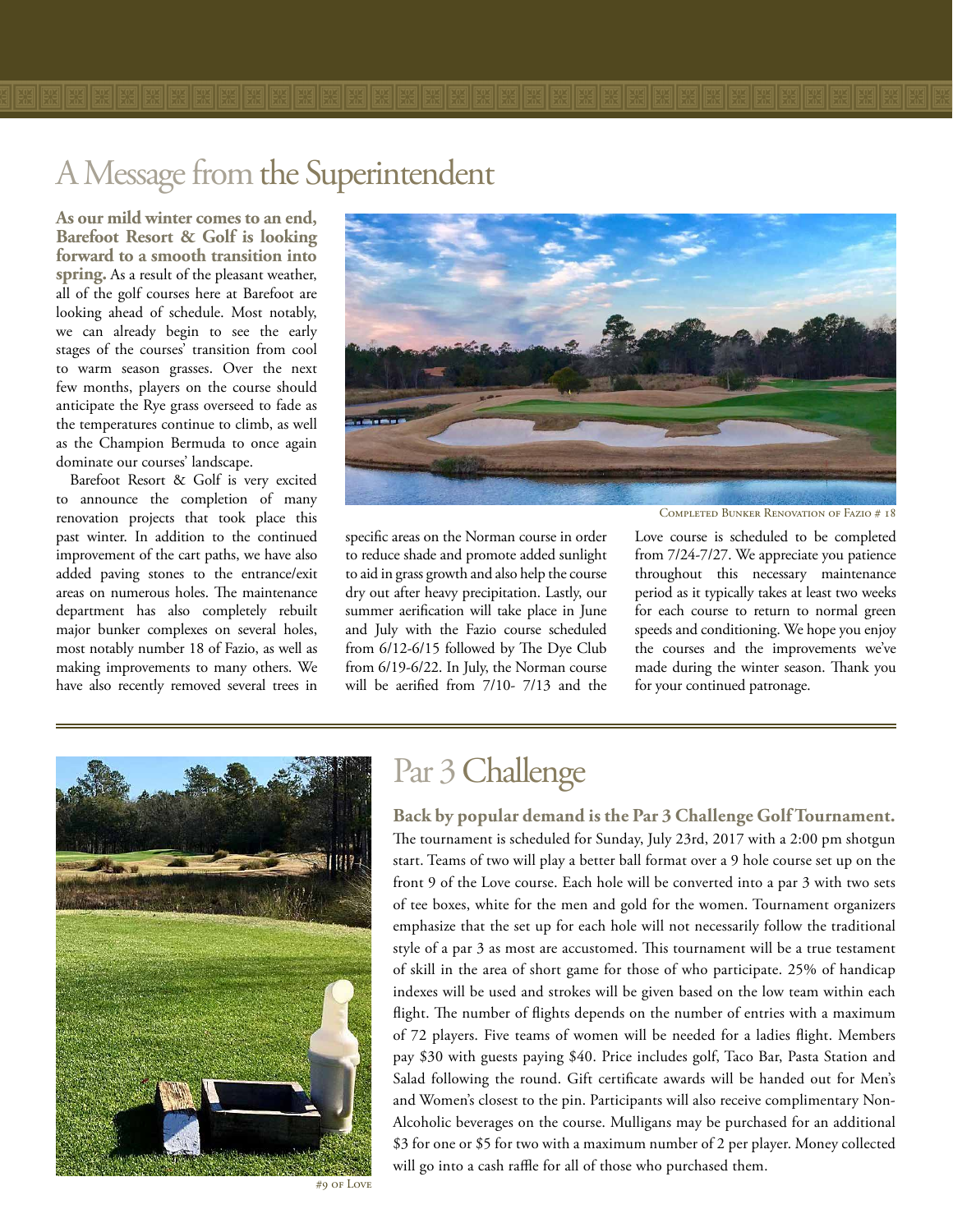# A Message from the Superintendent

**As our mild winter comes to an end, Barefoot Resort & Golf is looking forward to a smooth transition into spring.** As a result of the pleasant weather, all of the golf courses here at Barefoot are looking ahead of schedule. Most notably, we can already begin to see the early stages of the courses' transition from cool to warm season grasses. Over the next few months, players on the course should anticipate the Rye grass overseed to fade as the temperatures continue to climb, as well as the Champion Bermuda to once again dominate our courses' landscape.

Barefoot Resort & Golf is very excited to announce the completion of many renovation projects that took place this past winter. In addition to the continued improvement of the cart paths, we have also added paving stones to the entrance/exit areas on numerous holes. The maintenance department has also completely rebuilt major bunker complexes on several holes, most notably number 18 of Fazio, as well as making improvements to many others. We have also recently removed several trees in specific areas on the Norman course in order to reduce shade and promote added sunlight to aid in grass growth and also help the course dry out after heavy precipitation. Lastly, our summer aerification will take place in June and July with the Fazio course scheduled from 6/12-6/15 followed by The Dye Club from 6/19-6/22. In July, the Norman course will be aerified from 7/10- 7/13 and the Love course is scheduled to be completed from 7/24-7/27. We appreciate you patience throughout this necessary maintenance period as it typically takes at least two weeks for each course to return to normal green speeds and conditioning. We hope you enjoy the courses and the improvements we've made during the winter season. Thank you for your continued patronage.

Completed Bunker Renovation of Fazio # 18

# Par 3 Challenge

**Back by popular demand is the Par 3 Challenge Golf Tournament.** The tournament is scheduled for Sunday, July 23rd, 2017 with a 2:00 pm shotgun start. Teams of two will play a better ball format over a 9 hole course set up on the front 9 of the Love course. Each hole will be converted into a par 3 with two sets of tee boxes, white for the men and gold for the women. Tournament organizers emphasize that the set up for each hole will not necessarily follow the traditional style of a par 3 as most are accustomed. This tournament will be a true testament of skill in the area of short game for those of who participate. 25% of handicap indexes will be used and strokes will be given based on the low team within each flight. The number of flights depends on the number of entries with a maximum of 72 players. Five teams of women will be needed for a ladies flight. Members pay $30 with guests paying $40. Price includes golf, Taco Bar, Pasta Station and Salad following the round. Gift certificate awards will be handed out for Men's and Women's closest to the pin. Participants will also receive complimentary Non-Alcoholic beverages on the course. Mulligans may be purchased for an additional $3 for one or $5 for two with a maximum number of 2 per player. Money collected will go into a cash raffle for all of those who purchased them.

#9 of Love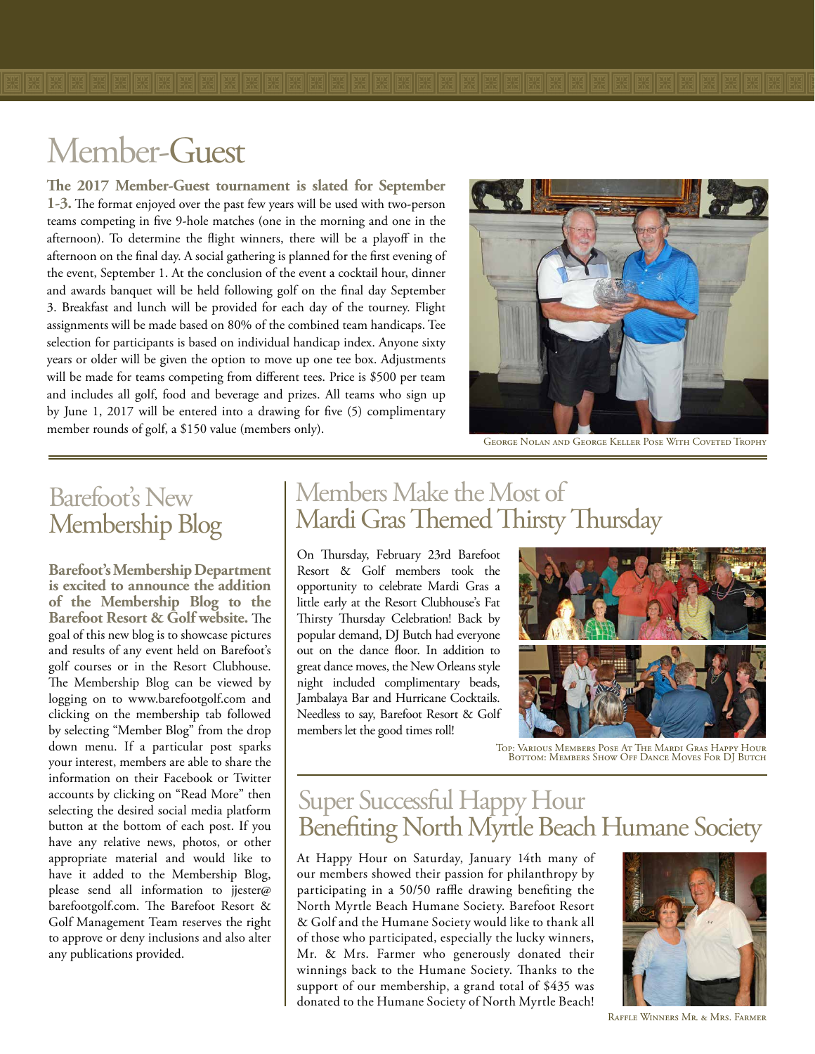# Member-Guest

**The 2017 Member-Guest tournament is slated for September 1-3.** The format enjoyed over the past few years will be used with two-person teams competing in five 9-hole matches (one in the morning and one in the afternoon). To determine the flight winners, there will be a playoff in the afternoon on the final day. A social gathering is planned for the first evening of the event, September 1. At the conclusion of the event a cocktail hour, dinner and awards banquet will be held following golf on the final day September 3. Breakfast and lunch will be provided for each day of the tourney. Flight assignments will be made based on 80% of the combined team handicaps. Tee selection for participants is based on individual handicap index. Anyone sixty years or older will be given the option to move up one tee box. Adjustments will be made for teams competing from different tees. Price is $500 per team and includes all golf, food and beverage and prizes. All teams who sign up by June 1, 2017 will be entered into a drawing for five (5) complimentary member rounds of golf, a $150 value (members only).

George Nolan and George Keller Pose With Coveted Trophy

## Barefoot's New Membership Blog

**Barefoot's Membership Department is excited to announce the addition of the Membership Blog to the Barefoot Resort & Golf website.** The goal of this new blog is to showcase pictures and results of any event held on Barefoot's golf courses or in the Resort Clubhouse. The Membership Blog can be viewed by logging on to www.barefootgolf.com and clicking on the membership tab followed by selecting "Member Blog" from the drop down menu. If a particular post sparks your interest, members are able to share the information on their Facebook or Twitter accounts by clicking on "Read More" then selecting the desired social media platform button at the bottom of each post. If you have any relative news, photos, or other appropriate material and would like to have it added to the Membership Blog, please send all information to jjester@barefootgolf.com. The Barefoot Resort & Golf Management Team reserves the right to approve or deny inclusions and also alter any publications provided.

## Members Make the Most of Mardi Gras Themed Thirsty Thursday

On Thursday, February 23rd Barefoot Resort & Golf members took the opportunity to celebrate Mardi Gras a little early at the Resort Clubhouse's Fat Thirsty Thursday Celebration! Back by popular demand, DJ Butch had everyone out on the dance floor. In addition to great dance moves, the New Orleans style night included complimentary beads, Jambalaya Bar and Hurricane Cocktails. Needless to say, Barefoot Resort & Golf members let the good times roll!

Top: Various Members Pose At The Mardi Gras Happy Hour
Bottom: Members Show Off Dance Moves For DJ Butch

## Super Successful Happy Hour Benefiting North Myrtle Beach Humane Society

At Happy Hour on Saturday, January 14th many of our members showed their passion for philanthropy by participating in a 50/50 raffle drawing benefiting the North Myrtle Beach Humane Society. Barefoot Resort & Golf and the Humane Society would like to thank all of those who participated, especially the lucky winners, Mr. & Mrs. Farmer who generously donated their winnings back to the Humane Society. Thanks to the support of our membership, a grand total of $435 was donated to the Humane Society of North Myrtle Beach!

Raffle Winners Mr. & Mrs. Farmer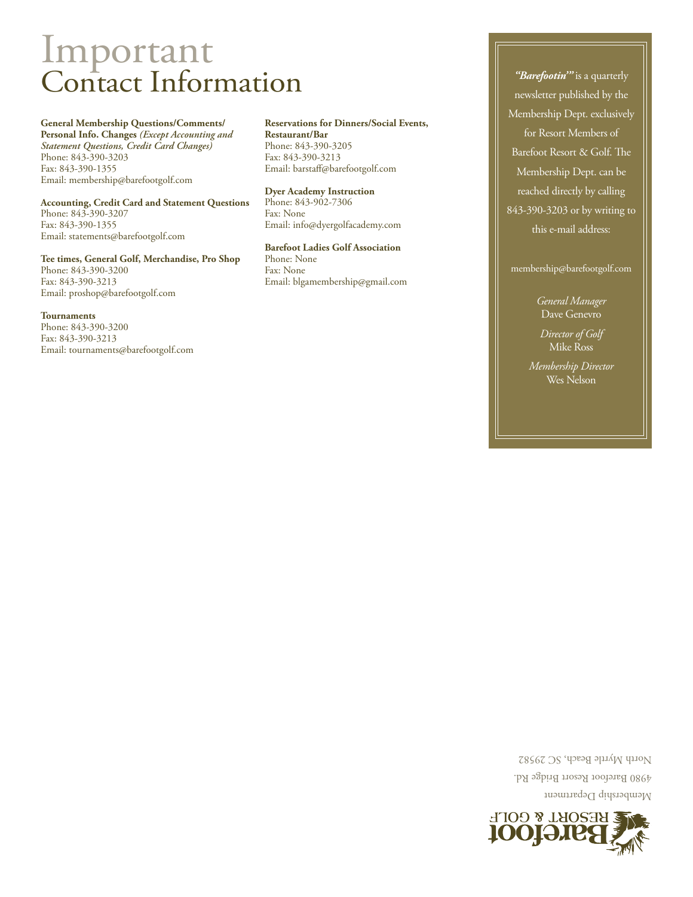# Important
# Contact Information

**General Membership Questions/Comments/ Personal Info. Changes** ***(Except Accounting and Statement Questions, Credit Card Changes)***
Phone: 843-390-3203
Fax: 843-390-1355
Email: membership@barefootgolf.com

**Accounting, Credit Card and Statement Questions**
Phone: 843-390-3207
Fax: 843-390-1355
Email: statements@barefootgolf.com

**Tee times, General Golf, Merchandise, Pro Shop**
Phone: 843-390-3200
Fax: 843-390-3213
Email: proshop@barefootgolf.com

**Tournaments**
Phone: 843-390-3200
Fax: 843-390-3213
Email: tournaments@barefootgolf.com

**Reservations for Dinners/Social Events, Restaurant/Bar**
Phone: 843-390-3205
Fax: 843-390-3213
Email: barstaff@barefootgolf.com

**Dyer Academy Instruction**
Phone: 843-902-7306
Fax: None
Email: info@dyergolfacademy.com

**Barefoot Ladies Golf Association**
Phone: None
Fax: None
Email: blgamembership@gmail.com

***"Barefootin'"*** is a quarterly newsletter published by the Membership Dept. exclusively for Resort Members of Barefoot Resort & Golf. The Membership Dept. can be reached directly by calling 843-390-3203 or by writing to this e-mail address:

membership@barefootgolf.com

*General Manager*
Dave Genevro

*Director of Golf*
Mike Ross

*Membership Director*
Wes Nelson

Barefoot RESORT & GOLF
Membership Department
4980 Barefoot Resort Bridge Rd.
North Myrtle Beach, SC 29582